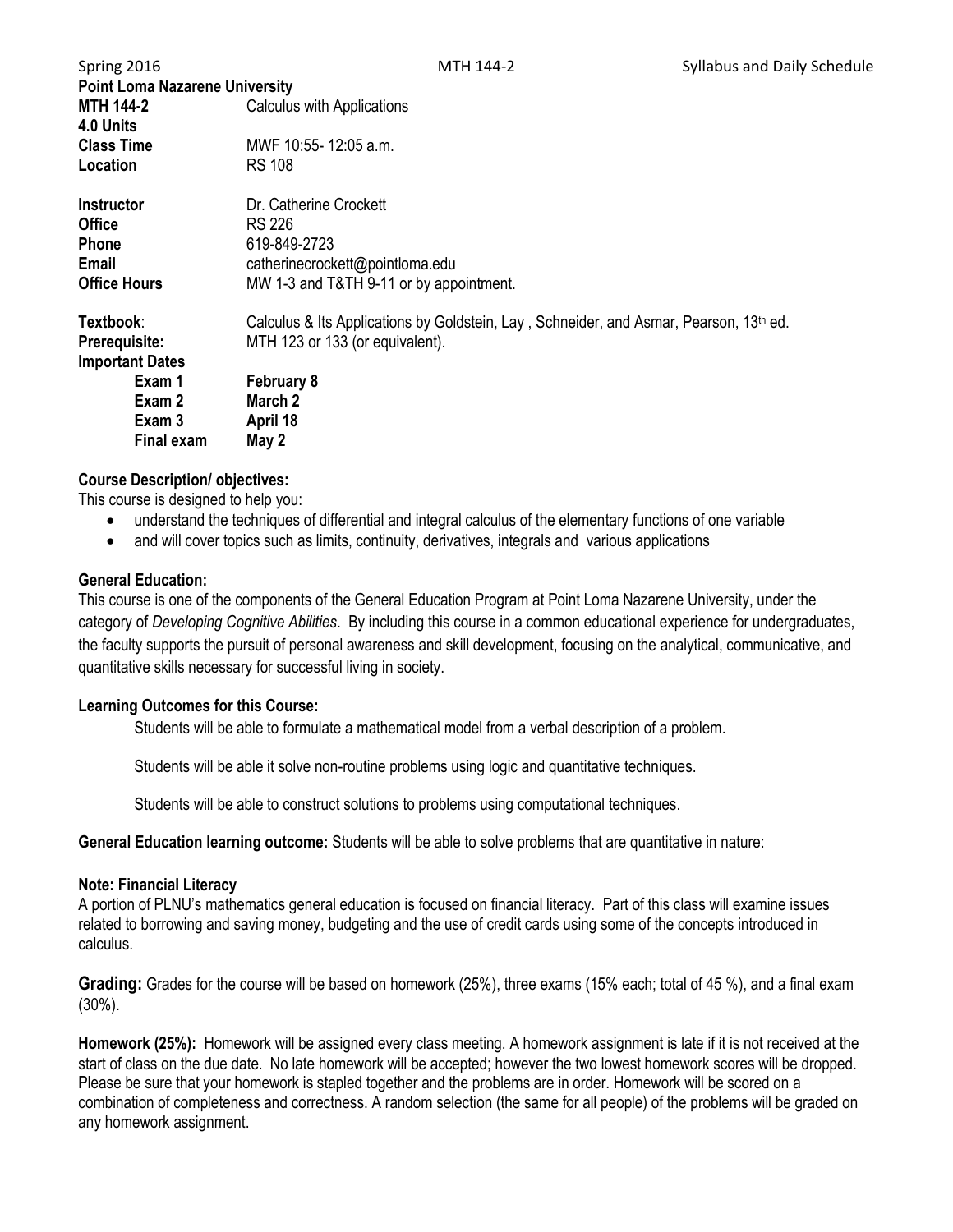**Point Loma Nazarene University**

| | |
|---|---|
| **MTH 144-2** | Calculus with Applications |
| **4.0 Units** | |
| **Class Time** | MWF 10:55- 12:05 a.m. |
| **Location** | RS 108 |

| | |
|---|---|
| **Instructor** | Dr. Catherine Crockett |
| **Office** | RS 226 |
| **Phone** | 619-849-2723 |
| **Email** | catherinecrockett@pointloma.edu |
| **Office Hours** | MW 1-3 and T&TH 9-11 or by appointment. |

| | |
|---|---|
| **Textbook**: | Calculus & Its Applications by Goldstein, Lay , Schneider, and Asmar, Pearson, 13th ed. |
| **Prerequisite:** | MTH 123 or 133 (or equivalent). |

**Important Dates**

| | |
|---|---|
| **Exam 1** | **February 8** |
| **Exam 2** | **March 2** |
| **Exam 3** | **April 18** |
| **Final exam** | **May 2** |

**Course Description/ objectives:**

This course is designed to help you:

- understand the techniques of differential and integral calculus of the elementary functions of one variable
- and will cover topics such as limits, continuity, derivatives, integrals and various applications

**General Education:**

This course is one of the components of the General Education Program at Point Loma Nazarene University, under the category of *Developing Cognitive Abilities*. By including this course in a common educational experience for undergraduates, the faculty supports the pursuit of personal awareness and skill development, focusing on the analytical, communicative, and quantitative skills necessary for successful living in society.

**Learning Outcomes for this Course:**

Students will be able to formulate a mathematical model from a verbal description of a problem.

Students will be able it solve non-routine problems using logic and quantitative techniques.

Students will be able to construct solutions to problems using computational techniques.

**General Education learning outcome:** Students will be able to solve problems that are quantitative in nature:

**Note: Financial Literacy**

A portion of PLNU's mathematics general education is focused on financial literacy. Part of this class will examine issues related to borrowing and saving money, budgeting and the use of credit cards using some of the concepts introduced in calculus.

**Grading:** Grades for the course will be based on homework (25%), three exams (15% each; total of 45 %), and a final exam (30%).

**Homework (25%):** Homework will be assigned every class meeting. A homework assignment is late if it is not received at the start of class on the due date. No late homework will be accepted; however the two lowest homework scores will be dropped. Please be sure that your homework is stapled together and the problems are in order. Homework will be scored on a combination of completeness and correctness. A random selection (the same for all people) of the problems will be graded on any homework assignment.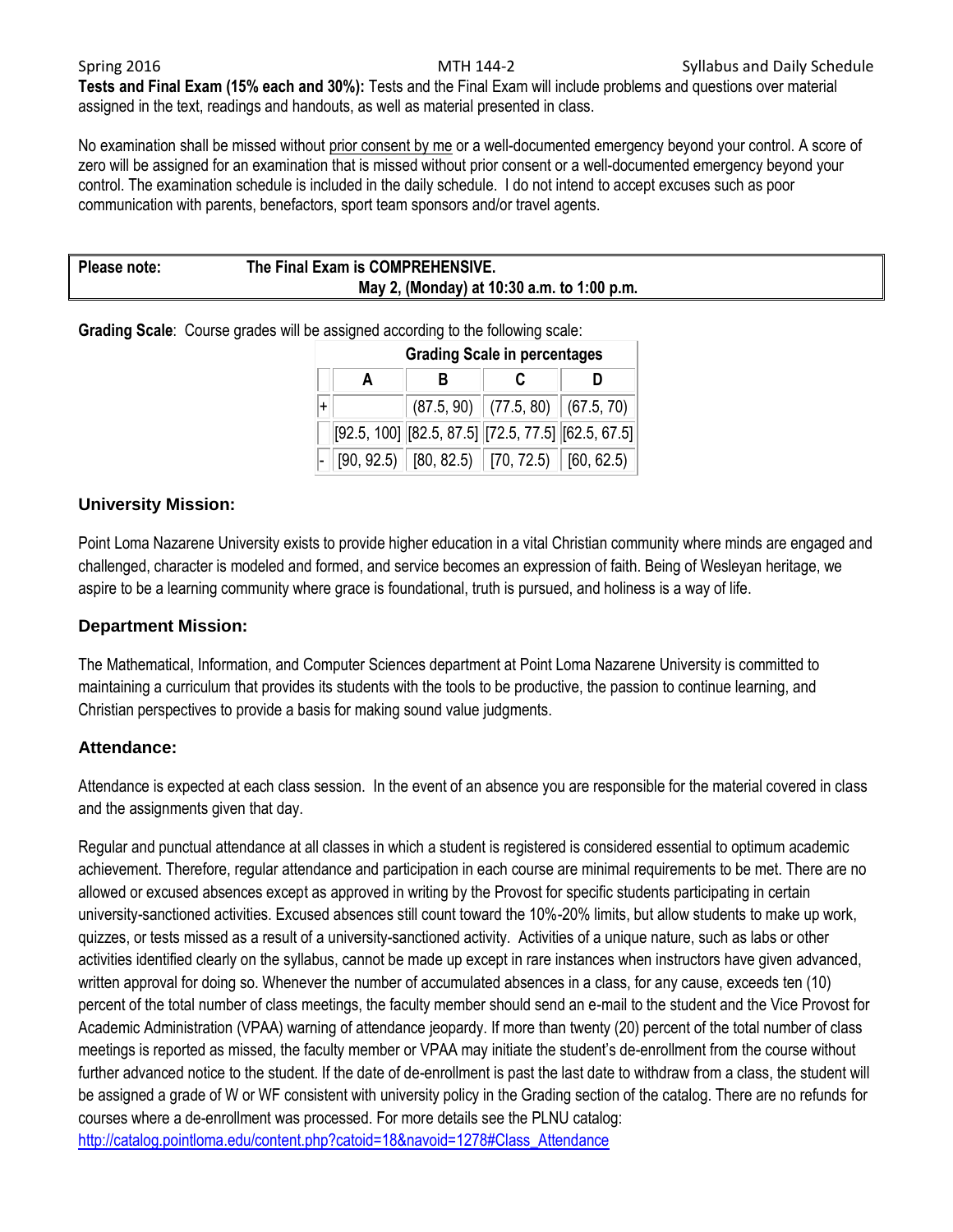**Tests and Final Exam (15% each and 30%):** Tests and the Final Exam will include problems and questions over material assigned in the text, readings and handouts, as well as material presented in class.

No examination shall be missed without prior consent by me or a well-documented emergency beyond your control. A score of zero will be assigned for an examination that is missed without prior consent or a well-documented emergency beyond your control. The examination schedule is included in the daily schedule. I do not intend to accept excuses such as poor communication with parents, benefactors, sport team sponsors and/or travel agents.

| **Please note:** | **The Final Exam is COMPREHENSIVE.** **May 2, (Monday) at 10:30 a.m. to 1:00 p.m.** |
|---|---|

**Grading Scale**: Course grades will be assigned according to the following scale:

| **Grading Scale in percentages** | | | | |
|---|---|---|---|---|
| | **A** | **B** | **C** | **D** |
| + | | (87.5, 90) | (77.5, 80) | (67.5, 70) |
| | [92.5, 100] | [82.5, 87.5] | [72.5, 77.5] | [62.5, 67.5] |
| - | [90, 92.5) | [80, 82.5) | [70, 72.5) | [60, 62.5) |

### University Mission:

Point Loma Nazarene University exists to provide higher education in a vital Christian community where minds are engaged and challenged, character is modeled and formed, and service becomes an expression of faith. Being of Wesleyan heritage, we aspire to be a learning community where grace is foundational, truth is pursued, and holiness is a way of life.

### Department Mission:

The Mathematical, Information, and Computer Sciences department at Point Loma Nazarene University is committed to maintaining a curriculum that provides its students with the tools to be productive, the passion to continue learning, and Christian perspectives to provide a basis for making sound value judgments.

### Attendance:

Attendance is expected at each class session. In the event of an absence you are responsible for the material covered in class and the assignments given that day.

Regular and punctual attendance at all classes in which a student is registered is considered essential to optimum academic achievement. Therefore, regular attendance and participation in each course are minimal requirements to be met. There are no allowed or excused absences except as approved in writing by the Provost for specific students participating in certain university-sanctioned activities. Excused absences still count toward the 10%-20% limits, but allow students to make up work, quizzes, or tests missed as a result of a university-sanctioned activity. Activities of a unique nature, such as labs or other activities identified clearly on the syllabus, cannot be made up except in rare instances when instructors have given advanced, written approval for doing so. Whenever the number of accumulated absences in a class, for any cause, exceeds ten (10) percent of the total number of class meetings, the faculty member should send an e-mail to the student and the Vice Provost for Academic Administration (VPAA) warning of attendance jeopardy. If more than twenty (20) percent of the total number of class meetings is reported as missed, the faculty member or VPAA may initiate the student's de-enrollment from the course without further advanced notice to the student. If the date of de-enrollment is past the last date to withdraw from a class, the student will be assigned a grade of W or WF consistent with university policy in the Grading section of the catalog. There are no refunds for courses where a de-enrollment was processed. For more details see the PLNU catalog: http://catalog.pointloma.edu/content.php?catoid=18&navoid=1278#Class_Attendance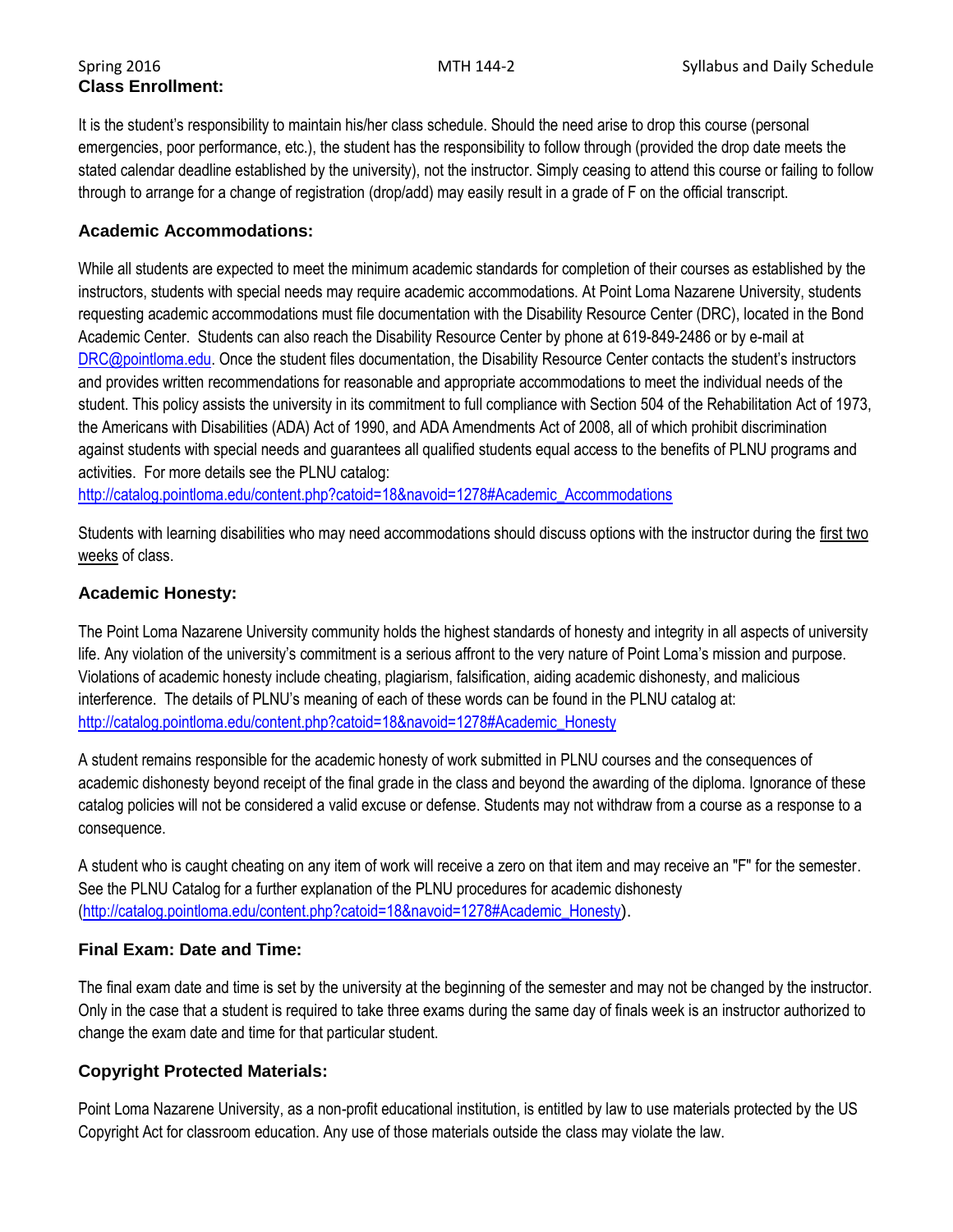## Class Enrollment:

It is the student's responsibility to maintain his/her class schedule. Should the need arise to drop this course (personal emergencies, poor performance, etc.), the student has the responsibility to follow through (provided the drop date meets the stated calendar deadline established by the university), not the instructor. Simply ceasing to attend this course or failing to follow through to arrange for a change of registration (drop/add) may easily result in a grade of F on the official transcript.

## Academic Accommodations:

While all students are expected to meet the minimum academic standards for completion of their courses as established by the instructors, students with special needs may require academic accommodations. At Point Loma Nazarene University, students requesting academic accommodations must file documentation with the Disability Resource Center (DRC), located in the Bond Academic Center. Students can also reach the Disability Resource Center by phone at 619-849-2486 or by e-mail at [DRC@pointloma.edu](mailto:DRC@pointloma.edu). Once the student files documentation, the Disability Resource Center contacts the student's instructors and provides written recommendations for reasonable and appropriate accommodations to meet the individual needs of the student. This policy assists the university in its commitment to full compliance with Section 504 of the Rehabilitation Act of 1973, the Americans with Disabilities (ADA) Act of 1990, and ADA Amendments Act of 2008, all of which prohibit discrimination against students with special needs and guarantees all qualified students equal access to the benefits of PLNU programs and activities. For more details see the PLNU catalog:
http://catalog.pointloma.edu/content.php?catoid=18&navoid=1278#Academic_Accommodations

Students with learning disabilities who may need accommodations should discuss options with the instructor during the first two weeks of class.

## Academic Honesty:

The Point Loma Nazarene University community holds the highest standards of honesty and integrity in all aspects of university life. Any violation of the university's commitment is a serious affront to the very nature of Point Loma's mission and purpose. Violations of academic honesty include cheating, plagiarism, falsification, aiding academic dishonesty, and malicious interference. The details of PLNU's meaning of each of these words can be found in the PLNU catalog at:
http://catalog.pointloma.edu/content.php?catoid=18&navoid=1278#Academic_Honesty

A student remains responsible for the academic honesty of work submitted in PLNU courses and the consequences of academic dishonesty beyond receipt of the final grade in the class and beyond the awarding of the diploma. Ignorance of these catalog policies will not be considered a valid excuse or defense. Students may not withdraw from a course as a response to a consequence.

A student who is caught cheating on any item of work will receive a zero on that item and may receive an "F" for the semester. See the PLNU Catalog for a further explanation of the PLNU procedures for academic dishonesty (http://catalog.pointloma.edu/content.php?catoid=18&navoid=1278#Academic_Honesty).

## Final Exam: Date and Time:

The final exam date and time is set by the university at the beginning of the semester and may not be changed by the instructor. Only in the case that a student is required to take three exams during the same day of finals week is an instructor authorized to change the exam date and time for that particular student.

## Copyright Protected Materials:

Point Loma Nazarene University, as a non-profit educational institution, is entitled by law to use materials protected by the US Copyright Act for classroom education. Any use of those materials outside the class may violate the law.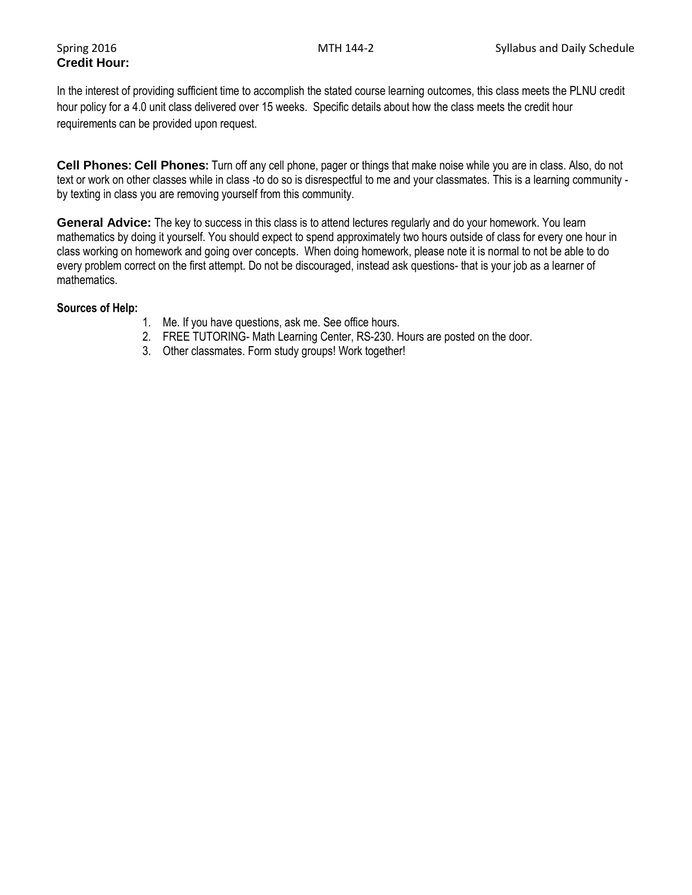**Credit Hour:**

In the interest of providing sufficient time to accomplish the stated course learning outcomes, this class meets the PLNU credit hour policy for a 4.0 unit class delivered over 15 weeks. Specific details about how the class meets the credit hour requirements can be provided upon request.

**Cell Phones: Cell Phones:** Turn off any cell phone, pager or things that make noise while you are in class. Also, do not text or work on other classes while in class -to do so is disrespectful to me and your classmates. This is a learning community - by texting in class you are removing yourself from this community.

**General Advice:** The key to success in this class is to attend lectures regularly and do your homework. You learn mathematics by doing it yourself. You should expect to spend approximately two hours outside of class for every one hour in class working on homework and going over concepts. When doing homework, please note it is normal to not be able to do every problem correct on the first attempt. Do not be discouraged, instead ask questions- that is your job as a learner of mathematics.

**Sources of Help:**

1. Me. If you have questions, ask me. See office hours.
2. FREE TUTORING- Math Learning Center, RS-230. Hours are posted on the door.
3. Other classmates. Form study groups! Work together!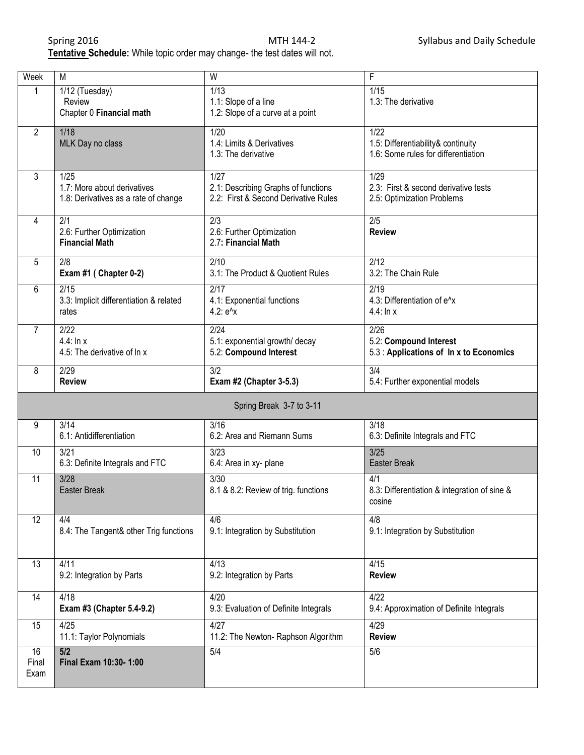Spring 2016 MTH 144-2 Syllabus and Daily Schedule

**Tentative Schedule:** While topic order may change- the test dates will not.

| Week | M | W | F |
|---|---|---|---|
| 1 | 1/12 (Tuesday)<br>Review<br>Chapter 0 **Financial math** | 1/13<br>1.1: Slope of a line<br>1.2: Slope of a curve at a point | 1/15<br>1.3: The derivative |
| 2 | 1/18<br>MLK Day no class | 1/20<br>1.4: Limits & Derivatives<br>1.3: The derivative | 1/22<br>1.5: Differentiability& continuity<br>1.6: Some rules for differentiation |
| 3 | 1/25<br>1.7: More about derivatives<br>1.8: Derivatives as a rate of change | 1/27<br>2.1: Describing Graphs of functions<br>2.2: First & Second Derivative Rules | 1/29<br>2.3: First & second derivative tests<br>2.5: Optimization Problems |
| 4 | 2/1<br>2.6: Further Optimization<br>**Financial Math** | 2/3<br>2.6: Further Optimization<br>2.7: **Financial Math** | 2/5<br>**Review** |
| 5 | 2/8<br>**Exam #1 ( Chapter 0-2)** | 2/10<br>3.1: The Product & Quotient Rules | 2/12<br>3.2: The Chain Rule |
| 6 | 2/15<br>3.3: Implicit differentiation & related rates | 2/17<br>4.1: Exponential functions<br>4.2: e^x | 2/19<br>4.3: Differentiation of e^x<br>4.4: ln x |
| 7 | 2/22<br>4.4: ln x<br>4.5: The derivative of ln x | 2/24<br>5.1: exponential growth/ decay<br>5.2: **Compound Interest** | 2/26<br>5.2: **Compound Interest**<br>5.3 : **Applications of ln x to Economics** |
| 8 | 2/29<br>**Review** | 3/2<br>**Exam #2 (Chapter 3-5.3)** | 3/4<br>5.4: Further exponential models |
| | | Spring Break 3-7 to 3-11 | |
| 9 | 3/14<br>6.1: Antidifferentiation | 3/16<br>6.2: Area and Riemann Sums | 3/18<br>6.3: Definite Integrals and FTC |
| 10 | 3/21<br>6.3: Definite Integrals and FTC | 3/23<br>6.4: Area in xy- plane | 3/25<br>Easter Break |
| 11 | 3/28<br>Easter Break | 3/30<br>8.1 & 8.2: Review of trig. functions | 4/1<br>8.3: Differentiation & integration of sine & cosine |
| 12 | 4/4<br>8.4: The Tangent& other Trig functions | 4/6<br>9.1: Integration by Substitution | 4/8<br>9.1: Integration by Substitution |
| 13 | 4/11<br>9.2: Integration by Parts | 4/13<br>9.2: Integration by Parts | 4/15<br>**Review** |
| 14 | 4/18<br>**Exam #3 (Chapter 5.4-9.2)** | 4/20<br>9.3: Evaluation of Definite Integrals | 4/22<br>9.4: Approximation of Definite Integrals |
| 15 | 4/25<br>11.1: Taylor Polynomials | 4/27<br>11.2: The Newton- Raphson Algorithm | 4/29<br>**Review** |
| 16 Final Exam | **5/2**<br>**Final Exam 10:30- 1:00** | 5/4 | 5/6 |